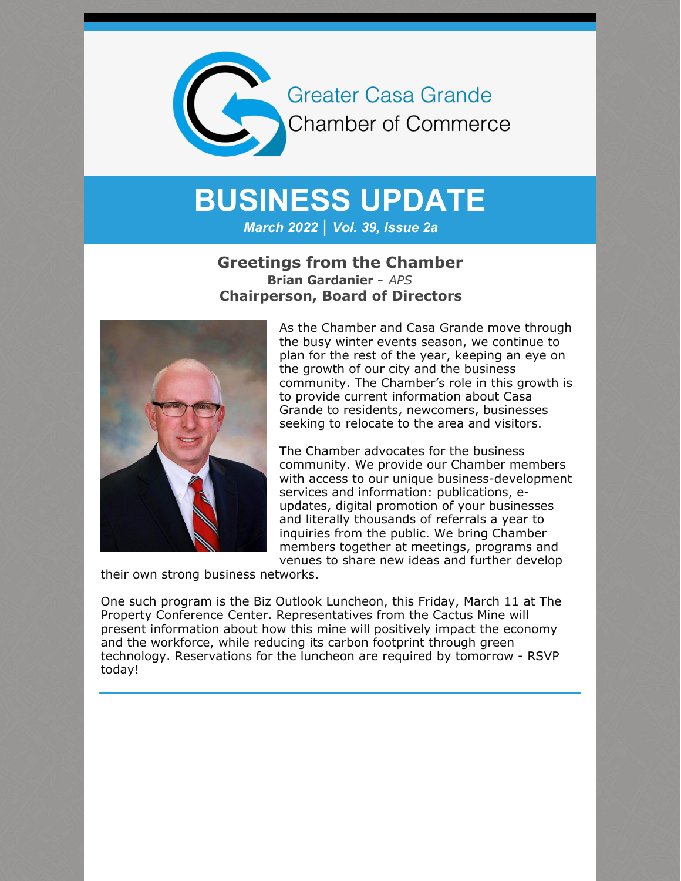Greater Casa Grande
Chamber of Commerce

# BUSINESS UPDATE

***March 2022 | Vol. 39, Issue 2a***

## Greetings from the Chamber

**Brian Gardanier -** *APS*

**Chairperson, Board of Directors**

As the Chamber and Casa Grande move through the busy winter events season, we continue to plan for the rest of the year, keeping an eye on the growth of our city and the business community. The Chamber's role in this growth is to provide current information about Casa Grande to residents, newcomers, businesses seeking to relocate to the area and visitors.

The Chamber advocates for the business community. We provide our Chamber members with access to our unique business-development services and information: publications, e-updates, digital promotion of your businesses and literally thousands of referrals a year to inquiries from the public. We bring Chamber members together at meetings, programs and venues to share new ideas and further develop their own strong business networks.

One such program is the Biz Outlook Luncheon, this Friday, March 11 at The Property Conference Center. Representatives from the Cactus Mine will present information about how this mine will positively impact the economy and the workforce, while reducing its carbon footprint through green technology. Reservations for the luncheon are required by tomorrow - RSVP today!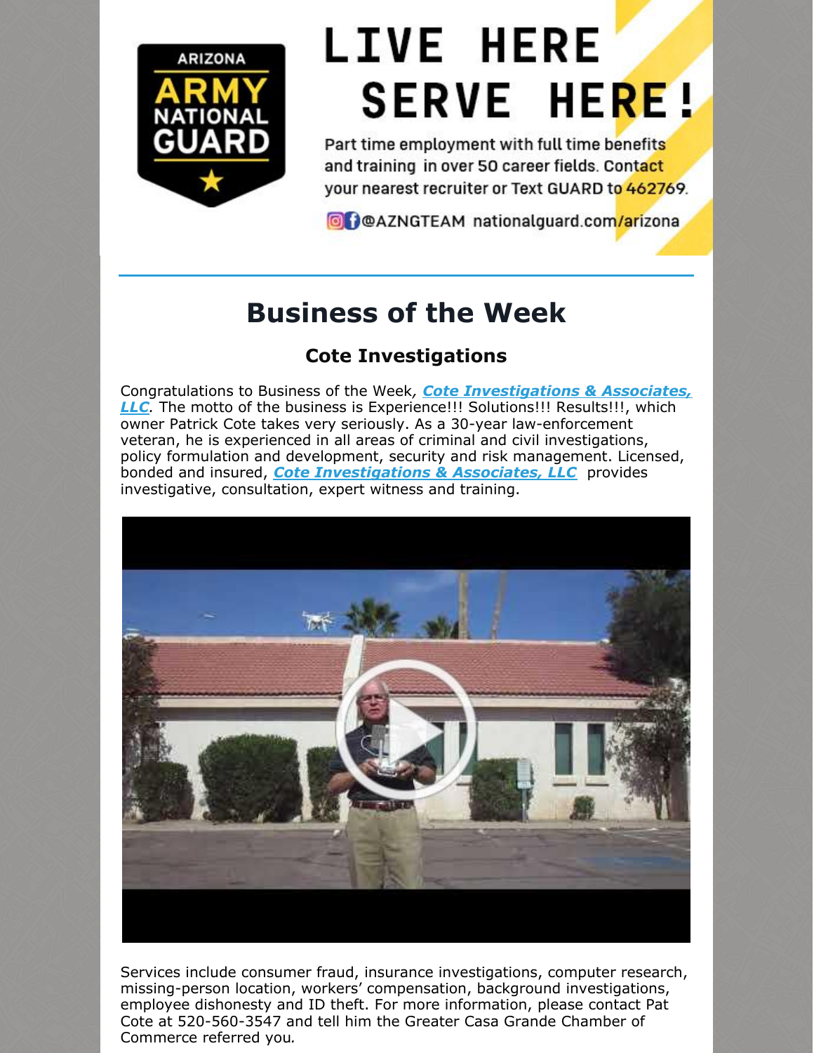ARIZONA ARMY NATIONAL GUARD

# LIVE HERE SERVE HERE!

Part time employment with full time benefits and training in over 50 career fields. Contact your nearest recruiter or Text GUARD to 462769.

@AZNGTEAM nationalguard.com/arizona

---

# Business of the Week

### Cote Investigations

Congratulations to Business of the Week, ***Cote Investigations & Associates, LLC***. The motto of the business is Experience!!! Solutions!!! Results!!!, which owner Patrick Cote takes very seriously. As a 30-year law-enforcement veteran, he is experienced in all areas of criminal and civil investigations, policy formulation and development, security and risk management. Licensed, bonded and insured, ***Cote Investigations & Associates, LLC*** provides investigative, consultation, expert witness and training.

Services include consumer fraud, insurance investigations, computer research, missing-person location, workers' compensation, background investigations, employee dishonesty and ID theft. For more information, please contact Pat Cote at 520-560-3547 and tell him the Greater Casa Grande Chamber of Commerce referred you*.*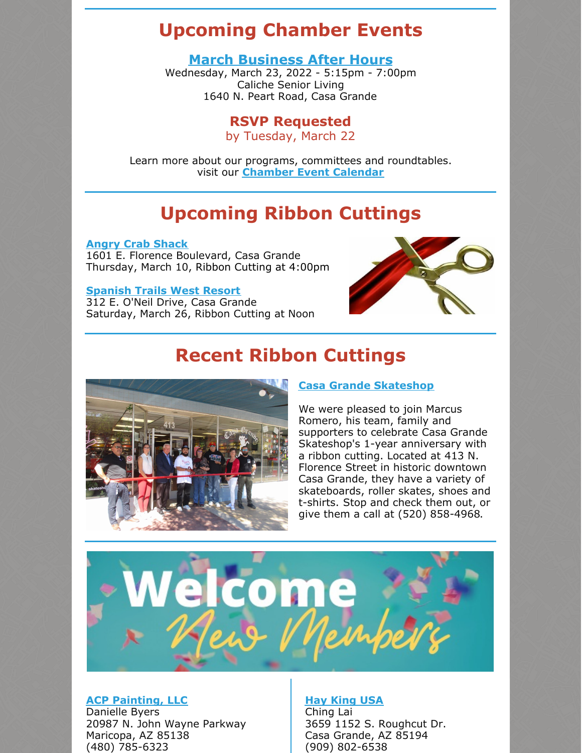## Upcoming Chamber Events

### March Business After Hours

Wednesday, March 23, 2022 - 5:15pm - 7:00pm
Caliche Senior Living
1640 N. Peart Road, Casa Grande

**RSVP Requested**
by Tuesday, March 22

Learn more about our programs, committees and roundtables.
visit our **Chamber Event Calendar**

## Upcoming Ribbon Cuttings

**Angry Crab Shack**
1601 E. Florence Boulevard, Casa Grande
Thursday, March 10, Ribbon Cutting at 4:00pm

**Spanish Trails West Resort**
312 E. O'Neil Drive, Casa Grande
Saturday, March 26, Ribbon Cutting at Noon

## Recent Ribbon Cuttings

**Casa Grande Skateshop**

We were pleased to join Marcus Romero, his team, family and supporters to celebrate Casa Grande Skateshop's 1-year anniversary with a ribbon cutting. Located at 413 N. Florence Street in historic downtown Casa Grande, they have a variety of skateboards, roller skates, shoes and t-shirts. Stop and check them out, or give them a call at (520) 858-4968.

## Welcome New Members

**ACP Painting, LLC**
Danielle Byers
20987 N. John Wayne Parkway
Maricopa, AZ 85138
(480) 785-6323

**Hay King USA**
Ching Lai
3659 1152 S. Roughcut Dr.
Casa Grande, AZ 85194
(909) 802-6538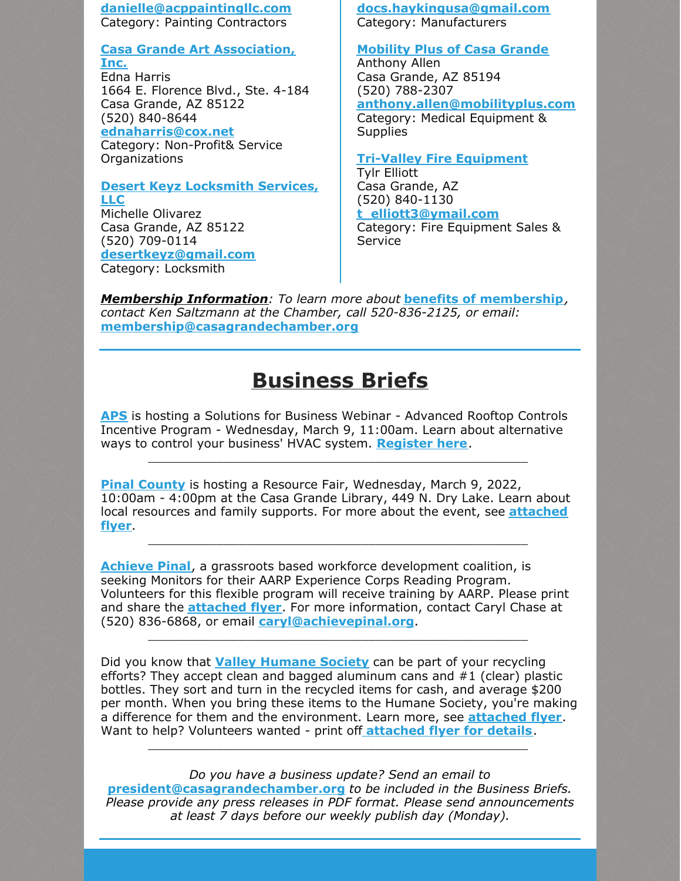danielle@acppaintingllc.com
Category: Painting Contractors

**Casa Grande Art Association, Inc.**
Edna Harris
1664 E. Florence Blvd., Ste. 4-184
Casa Grande, AZ 85122
(520) 840-8644
ednaharris@cox.net
Category: Non-Profit& Service Organizations

**Desert Keyz Locksmith Services, LLC**
Michelle Olivarez
Casa Grande, AZ 85122
(520) 709-0114
desertkeyz@gmail.com
Category: Locksmith

docs.haykingusa@gmail.com
Category: Manufacturers

**Mobility Plus of Casa Grande**
Anthony Allen
Casa Grande, AZ 85194
(520) 788-2307
anthony.allen@mobilityplus.com
Category: Medical Equipment & Supplies

**Tri-Valley Fire Equipment**
Tylr Elliott
Casa Grande, AZ
(520) 840-1130
t_elliott3@ymail.com
Category: Fire Equipment Sales & Service

***Membership Information***: *To learn more about* **benefits of membership**, *contact Ken Saltzmann at the Chamber, call 520-836-2125, or email:* **membership@casagrandechamber.org**

---

# Business Briefs

**APS** is hosting a Solutions for Business Webinar - Advanced Rooftop Controls Incentive Program - Wednesday, March 9, 11:00am. Learn about alternative ways to control your business' HVAC system. **Register here**.

---

**Pinal County** is hosting a Resource Fair, Wednesday, March 9, 2022, 10:00am - 4:00pm at the Casa Grande Library, 449 N. Dry Lake. Learn about local resources and family supports. For more about the event, see **attached flyer**.

---

**Achieve Pinal**, a grassroots based workforce development coalition, is seeking Monitors for their AARP Experience Corps Reading Program. Volunteers for this flexible program will receive training by AARP. Please print and share the **attached flyer**. For more information, contact Caryl Chase at (520) 836-6868, or email **caryl@achievepinal.org**.

---

Did you know that **Valley Humane Society** can be part of your recycling efforts? They accept clean and bagged aluminum cans and #1 (clear) plastic bottles. They sort and turn in the recycled items for cash, and average $200 per month. When you bring these items to the Humane Society, you're making a difference for them and the environment. Learn more, see **attached flyer**. Want to help? Volunteers wanted - print off **attached flyer for details**.

---

*Do you have a business update? Send an email to* **president@casagrandechamber.org** *to be included in the Business Briefs. Please provide any press releases in PDF format. Please send announcements at least 7 days before our weekly publish day (Monday).*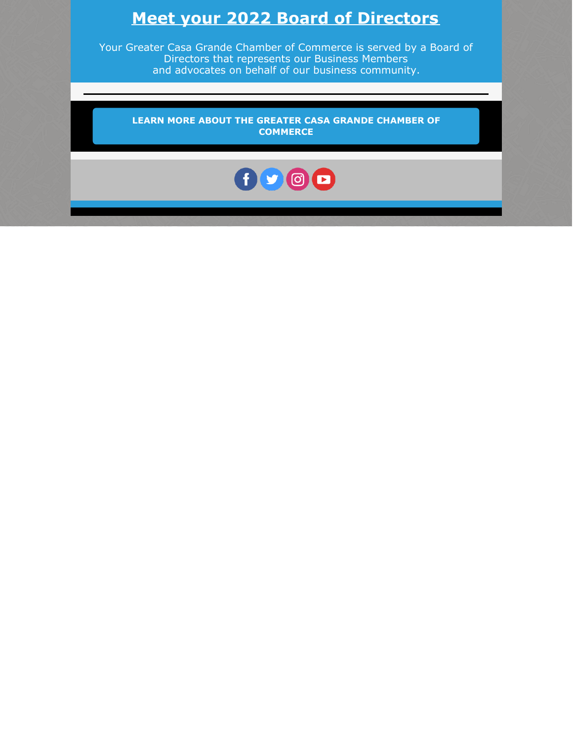# Meet your 2022 Board of Directors

Your Greater Casa Grande Chamber of Commerce is served by a Board of Directors that represents our Business Members and advocates on behalf of our business community.

---

**LEARN MORE ABOUT THE GREATER CASA GRANDE CHAMBER OF COMMERCE**